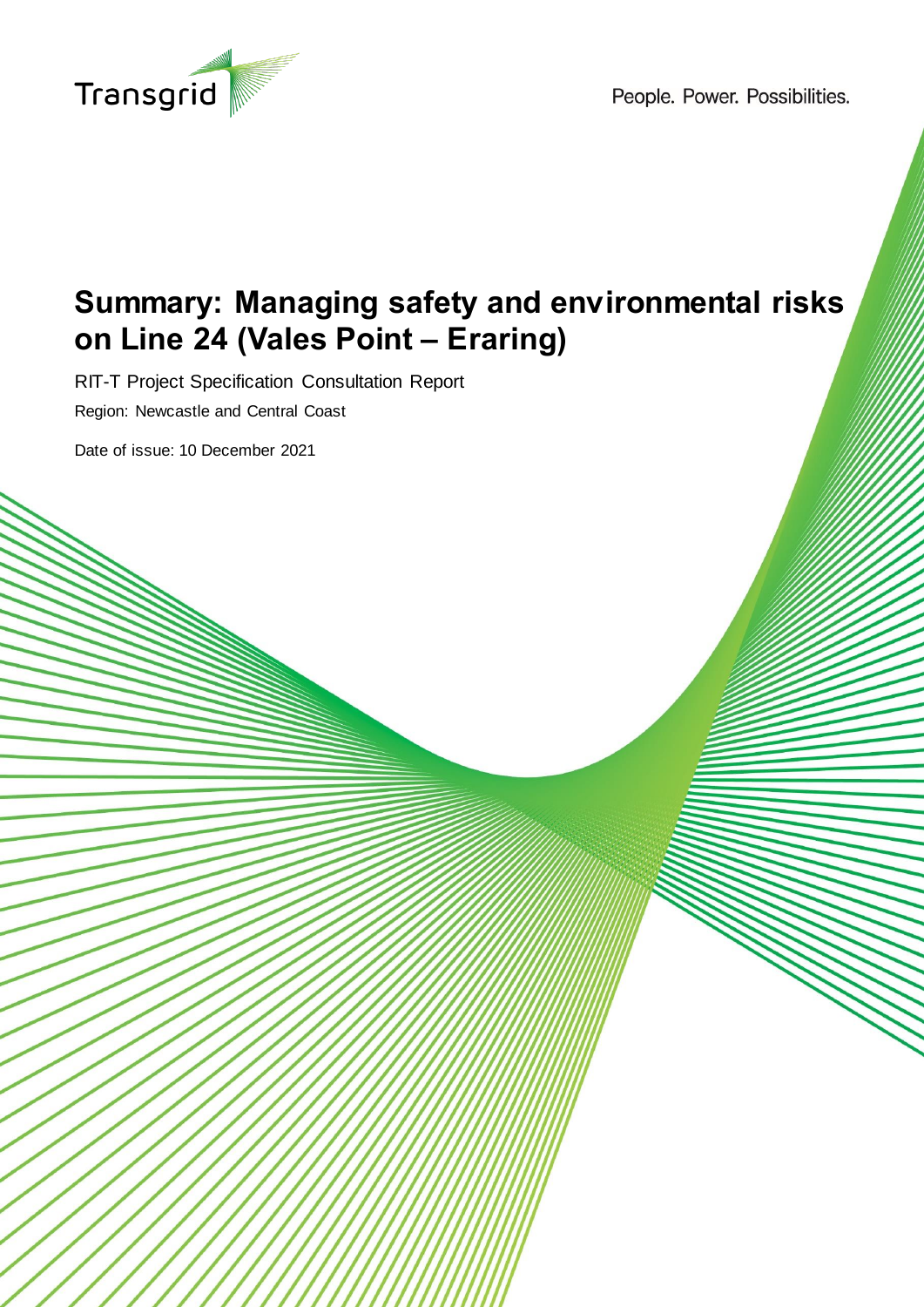Transgrid

People. Power. Possibilities.

# Summary: Managing safety and environmental risks on Line 24 (Vales Point – Eraring)

RIT-T Project Specification Consultation Report

Region: Newcastle and Central Coast

Date of issue: 10 December 2021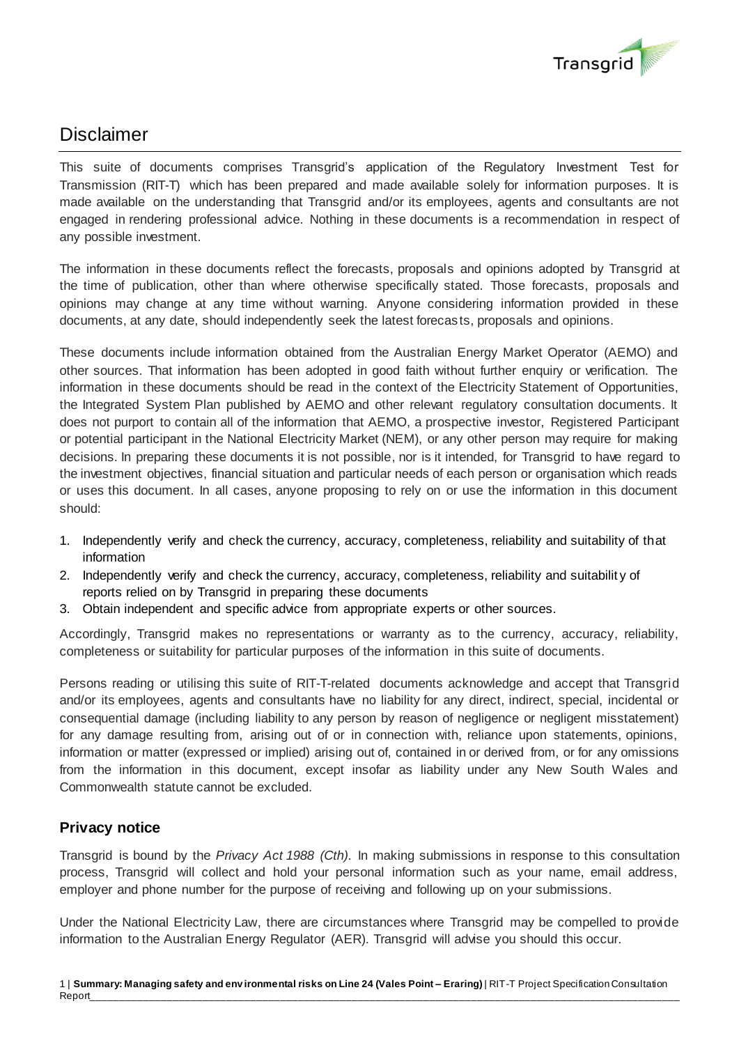# Disclaimer

This suite of documents comprises Transgrid's application of the Regulatory Investment Test for Transmission (RIT-T) which has been prepared and made available solely for information purposes. It is made available on the understanding that Transgrid and/or its employees, agents and consultants are not engaged in rendering professional advice. Nothing in these documents is a recommendation in respect of any possible investment.

The information in these documents reflect the forecasts, proposals and opinions adopted by Transgrid at the time of publication, other than where otherwise specifically stated. Those forecasts, proposals and opinions may change at any time without warning. Anyone considering information provided in these documents, at any date, should independently seek the latest forecasts, proposals and opinions.

These documents include information obtained from the Australian Energy Market Operator (AEMO) and other sources. That information has been adopted in good faith without further enquiry or verification. The information in these documents should be read in the context of the Electricity Statement of Opportunities, the Integrated System Plan published by AEMO and other relevant regulatory consultation documents. It does not purport to contain all of the information that AEMO, a prospective investor, Registered Participant or potential participant in the National Electricity Market (NEM), or any other person may require for making decisions. In preparing these documents it is not possible, nor is it intended, for Transgrid to have regard to the investment objectives, financial situation and particular needs of each person or organisation which reads or uses this document. In all cases, anyone proposing to rely on or use the information in this document should:

1. Independently verify and check the currency, accuracy, completeness, reliability and suitability of that information
2. Independently verify and check the currency, accuracy, completeness, reliability and suitability of reports relied on by Transgrid in preparing these documents
3. Obtain independent and specific advice from appropriate experts or other sources.

Accordingly, Transgrid makes no representations or warranty as to the currency, accuracy, reliability, completeness or suitability for particular purposes of the information in this suite of documents.

Persons reading or utilising this suite of RIT-T-related documents acknowledge and accept that Transgrid and/or its employees, agents and consultants have no liability for any direct, indirect, special, incidental or consequential damage (including liability to any person by reason of negligence or negligent misstatement) for any damage resulting from, arising out of or in connection with, reliance upon statements, opinions, information or matter (expressed or implied) arising out of, contained in or derived from, or for any omissions from the information in this document, except insofar as liability under any New South Wales and Commonwealth statute cannot be excluded.

### Privacy notice

Transgrid is bound by the *Privacy Act 1988 (Cth)*. In making submissions in response to this consultation process, Transgrid will collect and hold your personal information such as your name, email address, employer and phone number for the purpose of receiving and following up on your submissions.

Under the National Electricity Law, there are circumstances where Transgrid may be compelled to provide information to the Australian Energy Regulator (AER). Transgrid will advise you should this occur.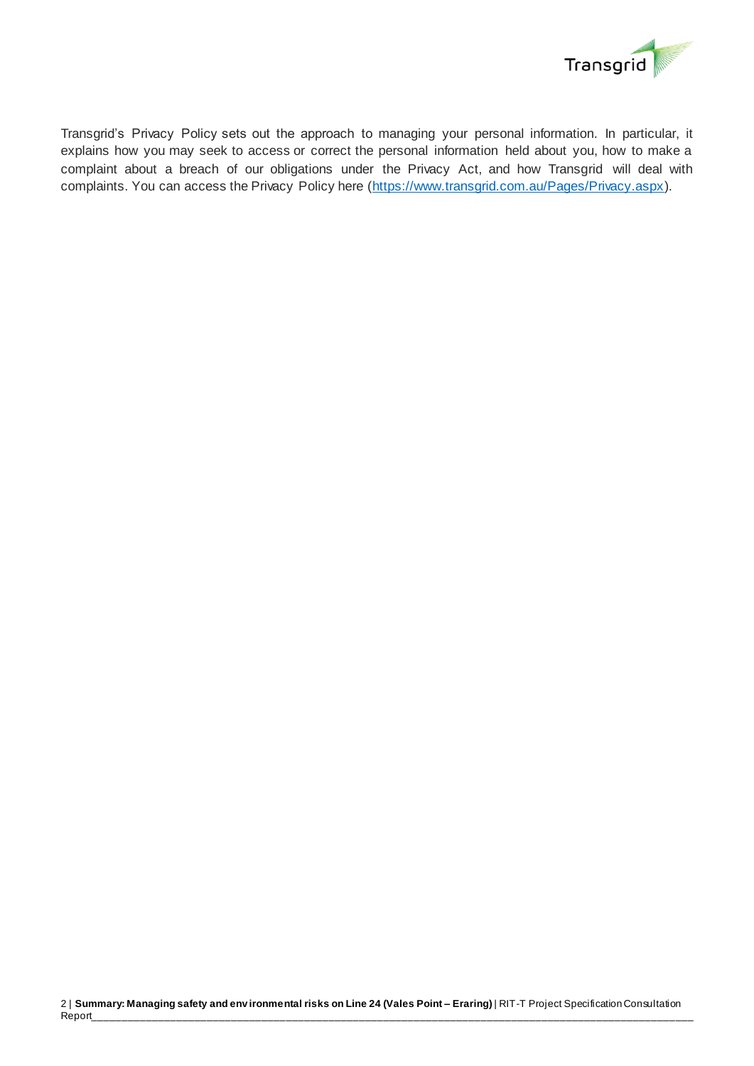Transgrid's Privacy Policy sets out the approach to managing your personal information. In particular, it explains how you may seek to access or correct the personal information held about you, how to make a complaint about a breach of our obligations under the Privacy Act, and how Transgrid will deal with complaints. You can access the Privacy Policy here (https://www.transgrid.com.au/Pages/Privacy.aspx).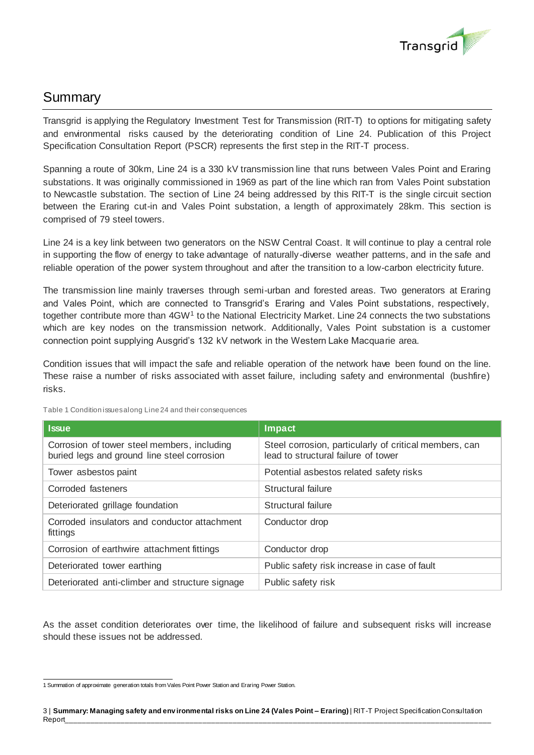# Summary

Transgrid is applying the Regulatory Investment Test for Transmission (RIT-T) to options for mitigating safety and environmental risks caused by the deteriorating condition of Line 24. Publication of this Project Specification Consultation Report (PSCR) represents the first step in the RIT-T process.

Spanning a route of 30km, Line 24 is a 330 kV transmission line that runs between Vales Point and Eraring substations. It was originally commissioned in 1969 as part of the line which ran from Vales Point substation to Newcastle substation. The section of Line 24 being addressed by this RIT-T is the single circuit section between the Eraring cut-in and Vales Point substation, a length of approximately 28km. This section is comprised of 79 steel towers.

Line 24 is a key link between two generators on the NSW Central Coast. It will continue to play a central role in supporting the flow of energy to take advantage of naturally-diverse weather patterns, and in the safe and reliable operation of the power system throughout and after the transition to a low-carbon electricity future.

The transmission line mainly traverses through semi-urban and forested areas. Two generators at Eraring and Vales Point, which are connected to Transgrid's Eraring and Vales Point substations, respectively, together contribute more than 4GW[1] to the National Electricity Market. Line 24 connects the two substations which are key nodes on the transmission network. Additionally, Vales Point substation is a customer connection point supplying Ausgrid's 132 kV network in the Western Lake Macquarie area.

Condition issues that will impact the safe and reliable operation of the network have been found on the line. These raise a number of risks associated with asset failure, including safety and environmental (bushfire) risks.

Table 1 Condition issues along Line 24 and their consequences

| Issue | Impact |
| --- | --- |
| Corrosion of tower steel members, including buried legs and ground line steel corrosion | Steel corrosion, particularly of critical members, can lead to structural failure of tower |
| Tower asbestos paint | Potential asbestos related safety risks |
| Corroded fasteners | Structural failure |
| Deteriorated grillage foundation | Structural failure |
| Corroded insulators and conductor attachment fittings | Conductor drop |
| Corrosion of earthwire attachment fittings | Conductor drop |
| Deteriorated tower earthing | Public safety risk increase in case of fault |
| Deteriorated anti-climber and structure signage | Public safety risk |

As the asset condition deteriorates over time, the likelihood of failure and subsequent risks will increase should these issues not be addressed.

1 Summation of approximate generation totals from Vales Point Power Station and Eraring Power Station.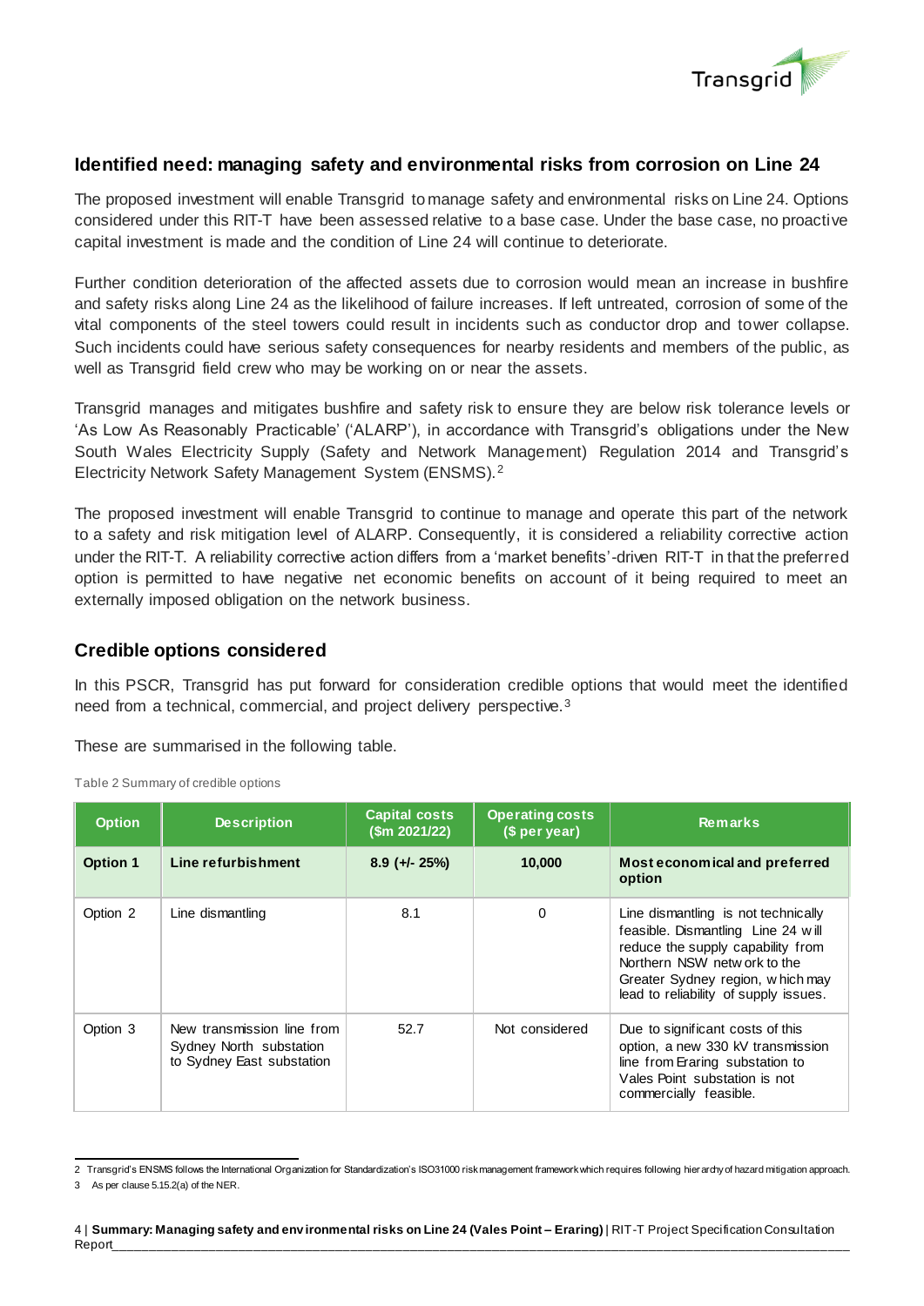## Identified need: managing safety and environmental risks from corrosion on Line 24

The proposed investment will enable Transgrid to manage safety and environmental risks on Line 24. Options considered under this RIT-T have been assessed relative to a base case. Under the base case, no proactive capital investment is made and the condition of Line 24 will continue to deteriorate.

Further condition deterioration of the affected assets due to corrosion would mean an increase in bushfire and safety risks along Line 24 as the likelihood of failure increases. If left untreated, corrosion of some of the vital components of the steel towers could result in incidents such as conductor drop and tower collapse. Such incidents could have serious safety consequences for nearby residents and members of the public, as well as Transgrid field crew who may be working on or near the assets.

Transgrid manages and mitigates bushfire and safety risk to ensure they are below risk tolerance levels or 'As Low As Reasonably Practicable' ('ALARP'), in accordance with Transgrid's obligations under the New South Wales Electricity Supply (Safety and Network Management) Regulation 2014 and Transgrid's Electricity Network Safety Management System (ENSMS).[2]

The proposed investment will enable Transgrid to continue to manage and operate this part of the network to a safety and risk mitigation level of ALARP. Consequently, it is considered a reliability corrective action under the RIT-T. A reliability corrective action differs from a 'market benefits'-driven RIT-T in that the preferred option is permitted to have negative net economic benefits on account of it being required to meet an externally imposed obligation on the network business.

## Credible options considered

In this PSCR, Transgrid has put forward for consideration credible options that would meet the identified need from a technical, commercial, and project delivery perspective.[3]

These are summarised in the following table.

Table 2 Summary of credible options

| Option | Description | Capital costs ($m 2021/22) | Operating costs ($ per year) | Remarks |
|---|---|---|---|---|
| **Option 1** | **Line refurbishment** | **8.9 (+/- 25%)** | **10,000** | **Most economical and preferred option** |
| Option 2 | Line dismantling | 8.1 | 0 | Line dismantling is not technically feasible. Dismantling Line 24 will reduce the supply capability from Northern NSW network to the Greater Sydney region, which may lead to reliability of supply issues. |
| Option 3 | New transmission line from Sydney North substation to Sydney East substation | 52.7 | Not considered | Due to significant costs of this option, a new 330 kV transmission line from Eraring substation to Vales Point substation is not commercially feasible. |

2 Transgrid's ENSMS follows the International Organization for Standardization's ISO31000 risk management framework which requires following hierarchy of hazard mitigation approach.

3 As per clause 5.15.2(a) of the NER.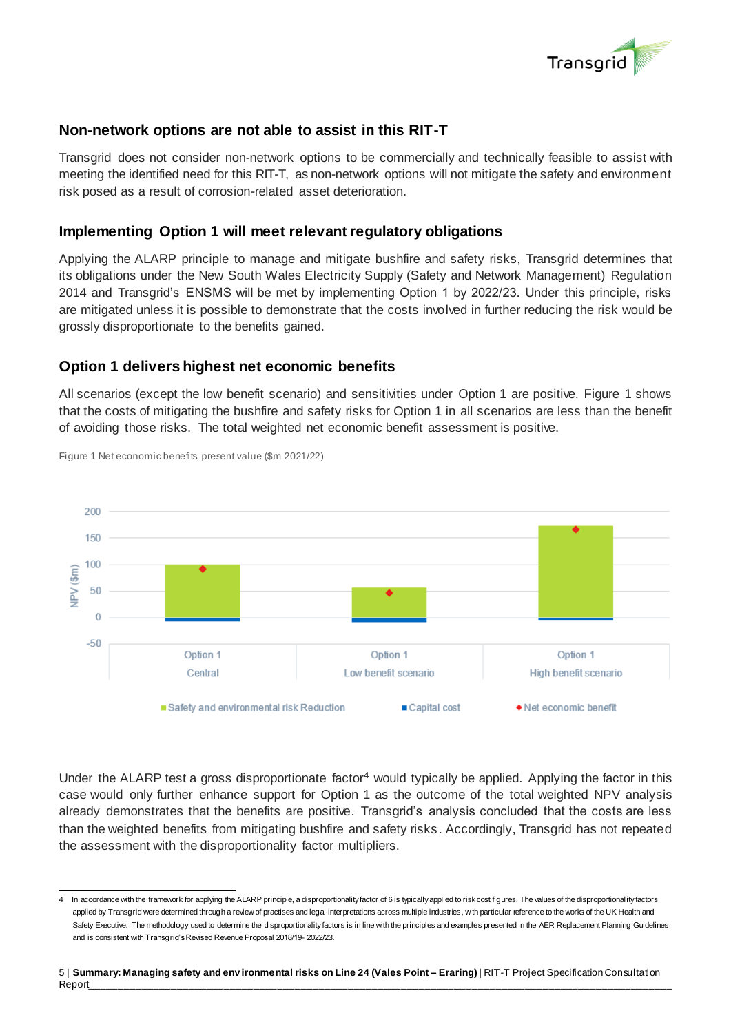## Non-network options are not able to assist in this RIT-T

Transgrid does not consider non-network options to be commercially and technically feasible to assist with meeting the identified need for this RIT-T, as non-network options will not mitigate the safety and environment risk posed as a result of corrosion-related asset deterioration.

## Implementing Option 1 will meet relevant regulatory obligations

Applying the ALARP principle to manage and mitigate bushfire and safety risks, Transgrid determines that its obligations under the New South Wales Electricity Supply (Safety and Network Management) Regulation 2014 and Transgrid's ENSMS will be met by implementing Option 1 by 2022/23. Under this principle, risks are mitigated unless it is possible to demonstrate that the costs involved in further reducing the risk would be grossly disproportionate to the benefits gained.

## Option 1 delivers highest net economic benefits

All scenarios (except the low benefit scenario) and sensitivities under Option 1 are positive. Figure 1 shows that the costs of mitigating the bushfire and safety risks for Option 1 in all scenarios are less than the benefit of avoiding those risks. The total weighted net economic benefit assessment is positive.

Figure 1 Net economic benefits, present value ($m 2021/22)

Under the ALARP test a gross disproportionate factor[4] would typically be applied. Applying the factor in this case would only further enhance support for Option 1 as the outcome of the total weighted NPV analysis already demonstrates that the benefits are positive. Transgrid's analysis concluded that the costs are less than the weighted benefits from mitigating bushfire and safety risks. Accordingly, Transgrid has not repeated the assessment with the disproportionality factor multipliers.

---

[4] In accordance with the framework for applying the ALARP principle, a disproportionality factor of 6 is typically applied to risk cost figures. The values of the disproportionality factors applied by Transgrid were determined through a review of practises and legal interpretations across multiple industries, with particular reference to the works of the UK Health and Safety Executive. The methodology used to determine the disproportionality factors is in line with the principles and examples presented in the AER Replacement Planning Guidelines and is consistent with Transgrid's Revised Revenue Proposal 2018/19- 2022/23.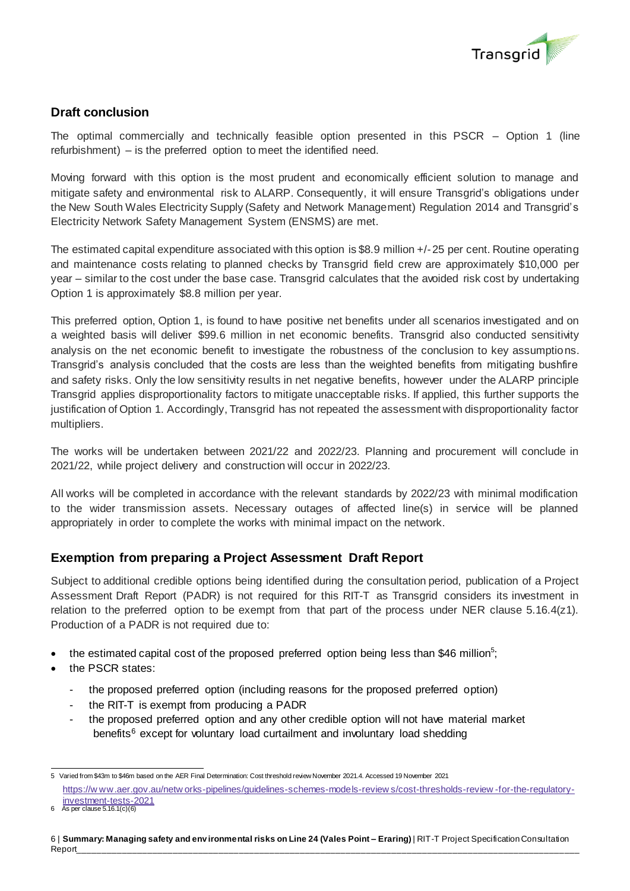## Draft conclusion

The optimal commercially and technically feasible option presented in this PSCR – Option 1 (line refurbishment) – is the preferred option to meet the identified need.

Moving forward with this option is the most prudent and economically efficient solution to manage and mitigate safety and environmental risk to ALARP. Consequently, it will ensure Transgrid's obligations under the New South Wales Electricity Supply (Safety and Network Management) Regulation 2014 and Transgrid's Electricity Network Safety Management System (ENSMS) are met.

The estimated capital expenditure associated with this option is $8.9 million +/- 25 per cent. Routine operating and maintenance costs relating to planned checks by Transgrid field crew are approximately $10,000 per year – similar to the cost under the base case. Transgrid calculates that the avoided risk cost by undertaking Option 1 is approximately $8.8 million per year.

This preferred option, Option 1, is found to have positive net benefits under all scenarios investigated and on a weighted basis will deliver $99.6 million in net economic benefits. Transgrid also conducted sensitivity analysis on the net economic benefit to investigate the robustness of the conclusion to key assumptions. Transgrid's analysis concluded that the costs are less than the weighted benefits from mitigating bushfire and safety risks. Only the low sensitivity results in net negative benefits, however under the ALARP principle Transgrid applies disproportionality factors to mitigate unacceptable risks. If applied, this further supports the justification of Option 1. Accordingly, Transgrid has not repeated the assessment with disproportionality factor multipliers.

The works will be undertaken between 2021/22 and 2022/23. Planning and procurement will conclude in 2021/22, while project delivery and construction will occur in 2022/23.

All works will be completed in accordance with the relevant standards by 2022/23 with minimal modification to the wider transmission assets. Necessary outages of affected line(s) in service will be planned appropriately in order to complete the works with minimal impact on the network.

## Exemption from preparing a Project Assessment Draft Report

Subject to additional credible options being identified during the consultation period, publication of a Project Assessment Draft Report (PADR) is not required for this RIT-T as Transgrid considers its investment in relation to the preferred option to be exempt from that part of the process under NER clause 5.16.4(z1). Production of a PADR is not required due to:

- the estimated capital cost of the proposed preferred option being less than $46 million[5];
- the PSCR states:
  - the proposed preferred option (including reasons for the proposed preferred option)
  - the RIT-T is exempt from producing a PADR
  - the proposed preferred option and any other credible option will not have material market benefits[6] except for voluntary load curtailment and involuntary load shedding

---

5 Varied from $43m to $46m based on the AER Final Determination: Cost threshold review November 2021.4. Accessed 19 November 2021 https://www.aer.gov.au/networks-pipelines/guidelines-schemes-models-reviews/cost-thresholds-review-for-the-regulatory-investment-tests-2021

6 As per clause 5.16.1(c)(6)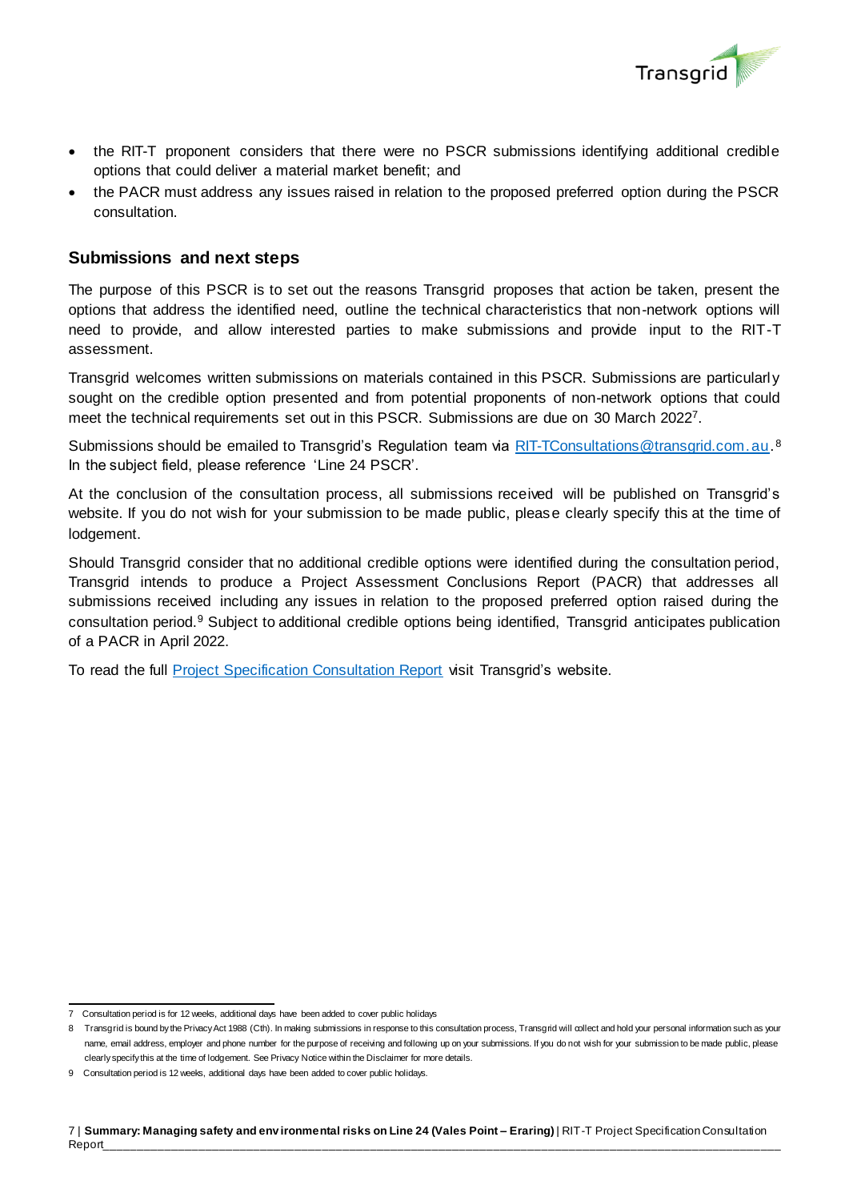- the RIT-T proponent considers that there were no PSCR submissions identifying additional credible options that could deliver a material market benefit; and
- the PACR must address any issues raised in relation to the proposed preferred option during the PSCR consultation.

## Submissions and next steps

The purpose of this PSCR is to set out the reasons Transgrid proposes that action be taken, present the options that address the identified need, outline the technical characteristics that non-network options will need to provide, and allow interested parties to make submissions and provide input to the RIT-T assessment.

Transgrid welcomes written submissions on materials contained in this PSCR. Submissions are particularly sought on the credible option presented and from potential proponents of non-network options that could meet the technical requirements set out in this PSCR. Submissions are due on 30 March 2022[7].

Submissions should be emailed to Transgrid's Regulation team via RIT-TConsultations@transgrid.com.au.[8] In the subject field, please reference 'Line 24 PSCR'.

At the conclusion of the consultation process, all submissions received will be published on Transgrid's website. If you do not wish for your submission to be made public, please clearly specify this at the time of lodgement.

Should Transgrid consider that no additional credible options were identified during the consultation period, Transgrid intends to produce a Project Assessment Conclusions Report (PACR) that addresses all submissions received including any issues in relation to the proposed preferred option raised during the consultation period.[9] Subject to additional credible options being identified, Transgrid anticipates publication of a PACR in April 2022.

To read the full Project Specification Consultation Report visit Transgrid's website.

---

7 Consultation period is for 12 weeks, additional days have been added to cover public holidays

8 Transgrid is bound by the Privacy Act 1988 (Cth). In making submissions in response to this consultation process, Transgrid will collect and hold your personal information such as your name, email address, employer and phone number for the purpose of receiving and following up on your submissions. If you do not wish for your submission to be made public, please clearly specify this at the time of lodgement. See Privacy Notice within the Disclaimer for more details.

9 Consultation period is 12 weeks, additional days have been added to cover public holidays.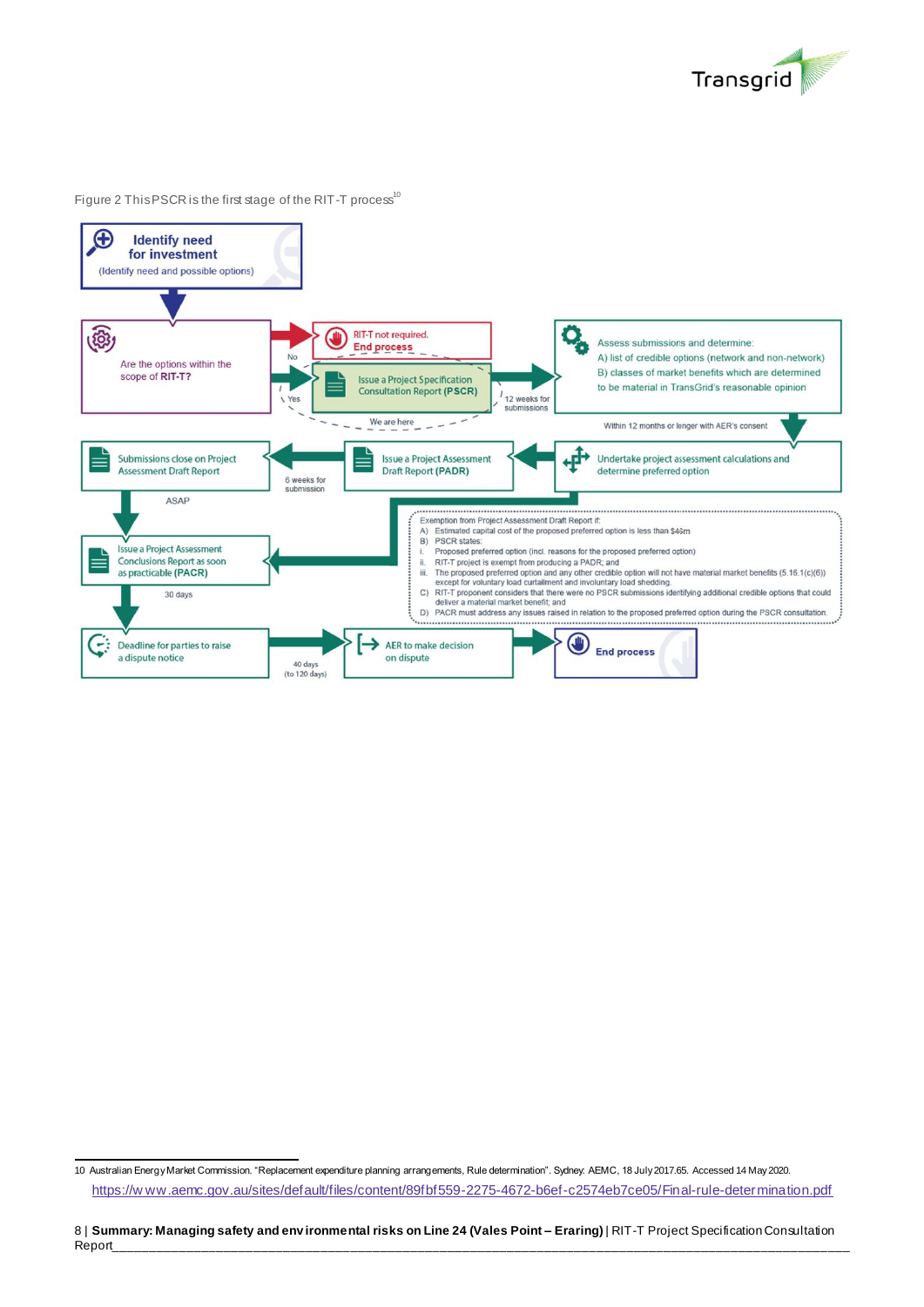Figure 2 This PSCR is the first stage of the RIT-T process[10]

Identify need for investment
(Identify need and possible options)

Are the options within the scope of RIT-T?

No

RIT-T not required. End process

Yes

Issue a Project Specification Consultation Report (PSCR)

We are here

12 weeks for submissions

Assess submissions and determine:
A) list of credible options (network and non-network)
B) classes of market benefits which are determined to be material in TransGrid's reasonable opinion

Within 12 months or longer with AER's consent

Undertake project assessment calculations and determine preferred option

Issue a Project Assessment Draft Report (PADR)

6 weeks for submission

Submissions close on Project Assessment Draft Report

ASAP

Issue a Project Assessment Conclusions Report as soon as practicable (PACR)

30 days

Exemption from Project Assessment Draft Report if:
A) Estimated capital cost of the proposed preferred option is less than $46m
B) PSCR states:
i. Proposed preferred option (incl. reasons for the proposed preferred option)
ii. RIT-T project is exempt from producing a PADR; and
iii. The proposed preferred option and any other credible option will not have material market benefits (5.16.1(c)(6)) except for voluntary load curtailment and involuntary load shedding.
C) RIT-T proponent considers that there were no PSCR submissions identifying additional credible options that could deliver a material market benefit; and
D) PACR must address any issues raised in relation to the proposed preferred option during the PSCR consultation.

Deadline for parties to raise a dispute notice

40 days (to 120 days)

AER to make decision on dispute

End process

10 Australian Energy Market Commission. "Replacement expenditure planning arrangements, Rule determination". Sydney: AEMC, 18 July 2017.65. Accessed 14 May 2020. https://www.aemc.gov.au/sites/default/files/content/89fbf559-2275-4672-b6ef-c2574eb7ce05/Final-rule-determination.pdf